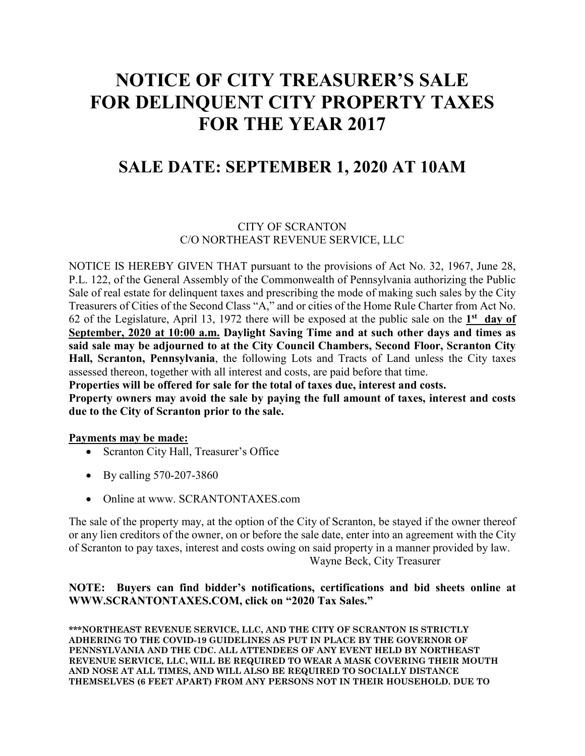# NOTICE OF CITY TREASURER'S SALE FOR DELINQUENT CITY PROPERTY TAXES FOR THE YEAR 2017

## SALE DATE: SEPTEMBER 1, 2020 AT 10AM

CITY OF SCRANTON
C/O NORTHEAST REVENUE SERVICE, LLC

NOTICE IS HEREBY GIVEN THAT pursuant to the provisions of Act No. 32, 1967, June 28, P.L. 122, of the General Assembly of the Commonwealth of Pennsylvania authorizing the Public Sale of real estate for delinquent taxes and prescribing the mode of making such sales by the City Treasurers of Cities of the Second Class "A," and or cities of the Home Rule Charter from Act No. 62 of the Legislature, April 13, 1972 there will be exposed at the public sale on the **1st day of September, 2020 at 10:00 a.m. Daylight Saving Time and at such other days and times as said sale may be adjourned to at the City Council Chambers, Second Floor, Scranton City Hall, Scranton, Pennsylvania**, the following Lots and Tracts of Land unless the City taxes assessed thereon, together with all interest and costs, are paid before that time.

**Properties will be offered for sale for the total of taxes due, interest and costs.**

**Property owners may avoid the sale by paying the full amount of taxes, interest and costs due to the City of Scranton prior to the sale.**

**Payments may be made:**

- Scranton City Hall, Treasurer's Office
- By calling 570-207-3860
- Online at www. SCRANTONTAXES.com

The sale of the property may, at the option of the City of Scranton, be stayed if the owner thereof or any lien creditors of the owner, on or before the sale date, enter into an agreement with the City of Scranton to pay taxes, interest and costs owing on said property in a manner provided by law.

Wayne Beck, City Treasurer

**NOTE: Buyers can find bidder's notifications, certifications and bid sheets online at WWW.SCRANTONTAXES.COM, click on "2020 Tax Sales."**

**\*\*\*NORTHEAST REVENUE SERVICE, LLC, AND THE CITY OF SCRANTON IS STRICTLY ADHERING TO THE COVID-19 GUIDELINES AS PUT IN PLACE BY THE GOVERNOR OF PENNSYLVANIA AND THE CDC. ALL ATTENDEES OF ANY EVENT HELD BY NORTHEAST REVENUE SERVICE, LLC, WILL BE REQUIRED TO WEAR A MASK COVERING THEIR MOUTH AND NOSE AT ALL TIMES, AND WILL ALSO BE REQUIRED TO SOCIALLY DISTANCE THEMSELVES (6 FEET APART) FROM ANY PERSONS NOT IN THEIR HOUSEHOLD. DUE TO**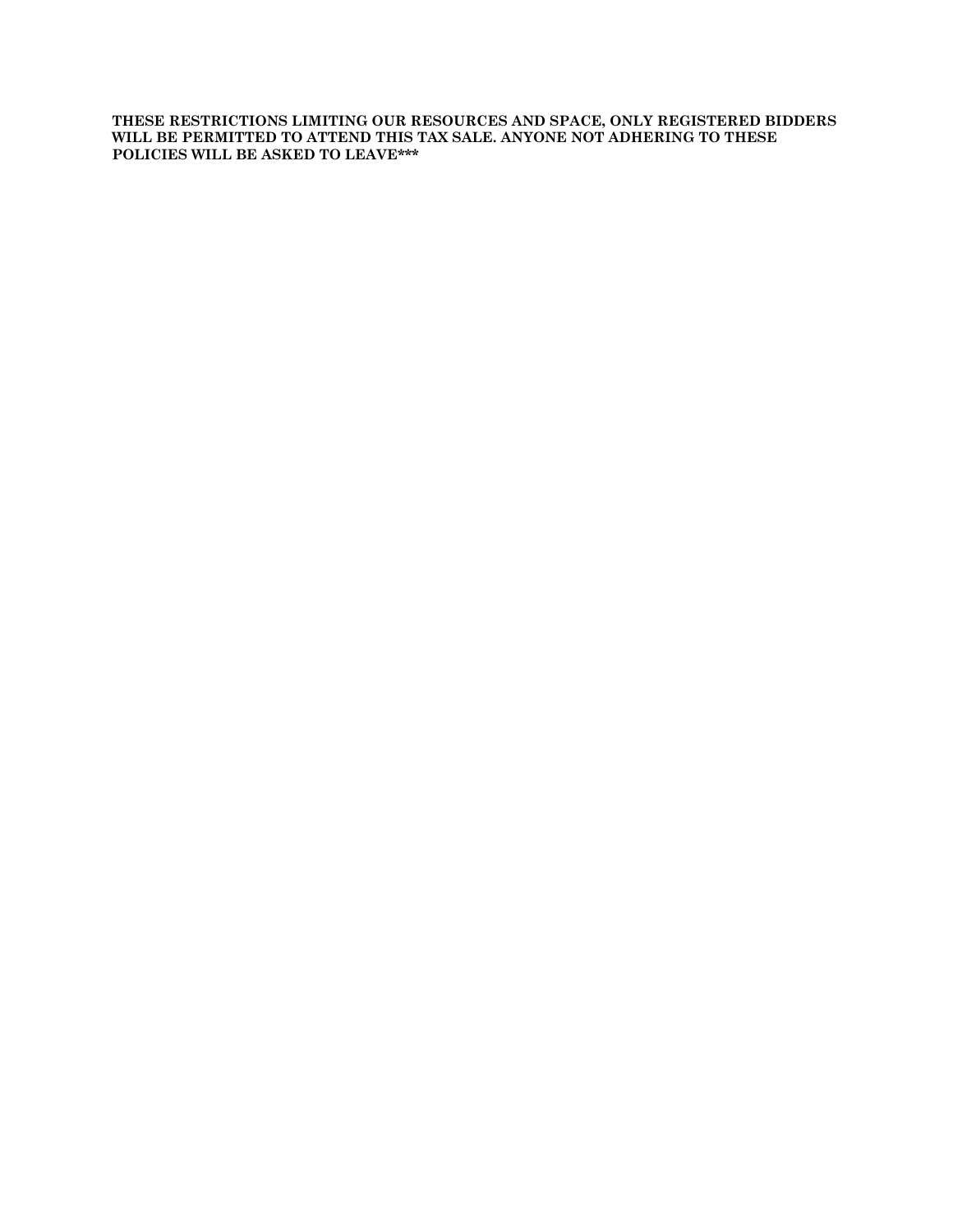**THESE RESTRICTIONS LIMITING OUR RESOURCES AND SPACE, ONLY REGISTERED BIDDERS WILL BE PERMITTED TO ATTEND THIS TAX SALE. ANYONE NOT ADHERING TO THESE POLICIES WILL BE ASKED TO LEAVE***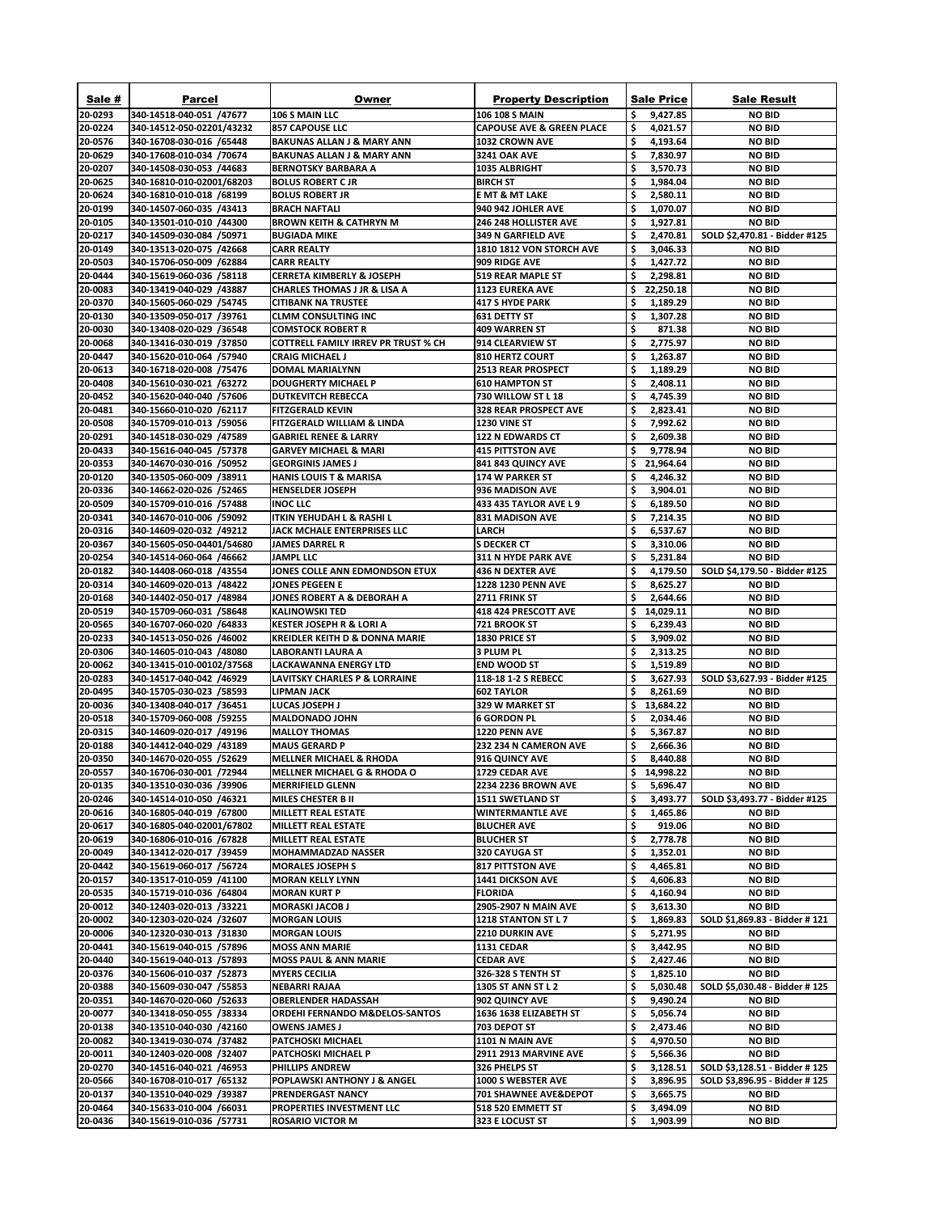| Sale # | Parcel | Owner | Property Description | Sale Price | Sale Result |
|---|---|---|---|---|---|
| 20-0293 | 340-14518-040-051 /47677 | 106 S MAIN LLC | 106 108 S MAIN | $ 9,427.85 | NO BID |
| 20-0224 | 340-14512-050-02201/43232 | 857 CAPOUSE LLC | CAPOUSE AVE & GREEN PLACE | $ 4,021.57 | NO BID |
| 20-0576 | 340-16708-030-016 /65448 | BAKUNAS ALLAN J & MARY ANN | 1032 CROWN AVE | $ 4,193.64 | NO BID |
| 20-0629 | 340-17608-010-034 /70674 | BAKUNAS ALLAN J & MARY ANN | 3241 OAK AVE | $ 7,830.97 | NO BID |
| 20-0207 | 340-14508-030-053 /44683 | BERNOTSKY BARBARA A | 1035 ALBRIGHT | $ 3,570.73 | NO BID |
| 20-0625 | 340-16810-010-02001/68203 | BOLUS ROBERT C JR | BIRCH ST | $ 1,984.04 | NO BID |
| 20-0624 | 340-16810-010-018 /68199 | BOLUS ROBERT JR | E MT & MT LAKE | $ 2,580.11 | NO BID |
| 20-0199 | 340-14507-060-035 /43413 | BRACH NAFTALI | 940 942 JOHLER AVE | $ 1,070.07 | NO BID |
| 20-0105 | 340-13501-010-010 /44300 | BROWN KEITH & CATHRYN M | 246 248 HOLLISTER AVE | $ 1,927.81 | NO BID |
| 20-0217 | 340-14509-030-084 /50971 | BUGIADA MIKE | 349 N GARFIELD AVE | $ 2,470.81 | SOLD $2,470.81 - Bidder #125 |
| 20-0149 | 340-13513-020-075 /42668 | CARR REALTY | 1810 1812 VON STORCH AVE | $ 3,046.33 | NO BID |
| 20-0503 | 340-15706-050-009 /62884 | CARR REALTY | 909 RIDGE AVE | $ 1,427.72 | NO BID |
| 20-0444 | 340-15619-060-036 /58118 | CERRETA KIMBERLY & JOSEPH | 519 REAR MAPLE ST | $ 2,298.81 | NO BID |
| 20-0083 | 340-13419-040-029 /43887 | CHARLES THOMAS J JR & LISA A | 1123 EUREKA AVE | $ 22,250.18 | NO BID |
| 20-0370 | 340-15605-060-029 /54745 | CITIBANK NA TRUSTEE | 417 S HYDE PARK | $ 1,189.29 | NO BID |
| 20-0130 | 340-13509-050-017 /39761 | CLMM CONSULTING INC | 631 DETTY ST | $ 1,307.28 | NO BID |
| 20-0030 | 340-13408-020-029 /36548 | COMSTOCK ROBERT R | 409 WARREN ST | $ 871.38 | NO BID |
| 20-0068 | 340-13416-030-019 /37850 | COTTRELL FAMILY IRREV PR TRUST % CH | 914 CLEARVIEW ST | $ 2,775.97 | NO BID |
| 20-0447 | 340-15620-010-064 /57940 | CRAIG MICHAEL J | 810 HERTZ COURT | $ 1,263.87 | NO BID |
| 20-0613 | 340-16718-020-008 /75476 | DOMAL MARIALYNN | 2513 REAR PROSPECT | $ 1,189.29 | NO BID |
| 20-0408 | 340-15610-030-021 /63272 | DOUGHERTY MICHAEL P | 610 HAMPTON ST | $ 2,408.11 | NO BID |
| 20-0452 | 340-15620-040-040 /57606 | DUTKEVITCH REBECCA | 730 WILLOW ST L 18 | $ 4,745.39 | NO BID |
| 20-0481 | 340-15660-010-020 /62117 | FITZGERALD KEVIN | 328 REAR PROSPECT AVE | $ 2,823.41 | NO BID |
| 20-0508 | 340-15709-010-013 /59056 | FITZGERALD WILLIAM & LINDA | 1230 VINE ST | $ 7,992.62 | NO BID |
| 20-0291 | 340-14518-030-029 /47589 | GABRIEL RENEE & LARRY | 122 N EDWARDS CT | $ 2,609.38 | NO BID |
| 20-0433 | 340-15616-040-045 /57378 | GARVEY MICHAEL & MARI | 415 PITTSTON AVE | $ 9,778.94 | NO BID |
| 20-0353 | 340-14670-030-016 /50952 | GEORGINIS JAMES J | 841 843 QUINCY AVE | $ 21,964.64 | NO BID |
| 20-0120 | 340-13505-060-009 /38911 | HANIS LOUIS T & MARISA | 174 W PARKER ST | $ 4,246.32 | NO BID |
| 20-0336 | 340-14662-020-026 /52465 | HENSELDER JOSEPH | 936 MADISON AVE | $ 3,904.01 | NO BID |
| 20-0509 | 340-15709-010-016 /57488 | INOC LLC | 433 435 TAYLOR AVE L 9 | $ 6,189.50 | NO BID |
| 20-0341 | 340-14670-010-006 /59092 | ITKIN YEHUDAH L & RASHI L | 831 MADISON AVE | $ 7,214.35 | NO BID |
| 20-0316 | 340-14609-020-032 /49212 | JACK MCHALE ENTERPRISES LLC | LARCH | $ 6,537.67 | NO BID |
| 20-0367 | 340-15605-050-04401/54680 | JAMES DARREL R | S DECKER CT | $ 3,310.06 | NO BID |
| 20-0254 | 340-14514-060-064 /46662 | JAMPL LLC | 311 N HYDE PARK AVE | $ 5,231.84 | NO BID |
| 20-0182 | 340-14408-060-018 /43554 | JONES COLLE ANN EDMONDSON ETUX | 436 N DEXTER AVE | $ 4,179.50 | SOLD $4,179.50 - Bidder #125 |
| 20-0314 | 340-14609-020-013 /48422 | JONES PEGEEN E | 1228 1230 PENN AVE | $ 8,625.27 | NO BID |
| 20-0168 | 340-14402-050-017 /48984 | JONES ROBERT A & DEBORAH A | 2711 FRINK ST | $ 2,644.66 | NO BID |
| 20-0519 | 340-15709-060-031 /58648 | KALINOWSKI TED | 418 424 PRESCOTT AVE | $ 14,029.11 | NO BID |
| 20-0565 | 340-16707-060-020 /64833 | KESTER JOSEPH R & LORI A | 721 BROOK ST | $ 6,239.43 | NO BID |
| 20-0233 | 340-14513-050-026 /46002 | KREIDLER KEITH D & DONNA MARIE | 1830 PRICE ST | $ 3,909.02 | NO BID |
| 20-0306 | 340-14605-010-043 /48080 | LABORANTI LAURA A | 3 PLUM PL | $ 2,313.25 | NO BID |
| 20-0062 | 340-13415-010-00102/37568 | LACKAWANNA ENERGY LTD | END WOOD ST | $ 1,519.89 | NO BID |
| 20-0283 | 340-14517-040-042 /46929 | LAVITSKY CHARLES P & LORRAINE | 118-18 1-2 S REBECC | $ 3,627.93 | SOLD $3,627.93 - Bidder #125 |
| 20-0495 | 340-15705-030-023 /58593 | LIPMAN JACK | 602 TAYLOR | $ 8,261.69 | NO BID |
| 20-0036 | 340-13408-040-017 /36451 | LUCAS JOSEPH J | 329 W MARKET ST | $ 13,684.22 | NO BID |
| 20-0518 | 340-15709-060-008 /59255 | MALDONADO JOHN | 6 GORDON PL | $ 2,034.46 | NO BID |
| 20-0315 | 340-14609-020-017 /49196 | MALLOY THOMAS | 1220 PENN AVE | $ 5,367.87 | NO BID |
| 20-0188 | 340-14412-040-029 /43189 | MAUS GERARD P | 232 234 N CAMERON AVE | $ 2,666.36 | NO BID |
| 20-0350 | 340-14670-020-055 /52629 | MELLNER MICHAEL & RHODA | 916 QUINCY AVE | $ 8,440.88 | NO BID |
| 20-0557 | 340-16706-030-001 /72944 | MELLNER MICHAEL G & RHODA O | 1729 CEDAR AVE | $ 14,998.22 | NO BID |
| 20-0135 | 340-13510-030-036 /39906 | MERRIFIELD GLENN | 2234 2236 BROWN AVE | $ 5,696.47 | NO BID |
| 20-0246 | 340-14514-010-050 /46321 | MILES CHESTER B II | 1511 SWETLAND ST | $ 3,493.77 | SOLD $3,493.77 - Bidder #125 |
| 20-0616 | 340-16805-040-019 /67800 | MILLETT REAL ESTATE | WINTERMANTLE AVE | $ 1,465.86 | NO BID |
| 20-0617 | 340-16805-040-02001/67802 | MILLETT REAL ESTATE | BLUCHER AVE | $ 919.06 | NO BID |
| 20-0619 | 340-16806-010-016 /67828 | MILLETT REAL ESTATE | BLUCHER ST | $ 2,778.78 | NO BID |
| 20-0049 | 340-13412-020-017 /39459 | MOHAMMADZAD NASSER | 320 CAYUGA ST | $ 1,352.01 | NO BID |
| 20-0442 | 340-15619-060-017 /56724 | MORALES JOSEPH S | 817 PITTSTON AVE | $ 4,465.81 | NO BID |
| 20-0157 | 340-13517-010-059 /41100 | MORAN KELLY LYNN | 1441 DICKSON AVE | $ 4,606.83 | NO BID |
| 20-0535 | 340-15719-010-036 /64804 | MORAN KURT P | FLORIDA | $ 4,160.94 | NO BID |
| 20-0012 | 340-12403-020-013 /33221 | MORASKI JACOB J | 2905-2907 N MAIN AVE | $ 3,613.30 | NO BID |
| 20-0002 | 340-12303-020-024 /32607 | MORGAN LOUIS | 1218 STANTON ST L 7 | $ 1,869.83 | SOLD $1,869.83 - Bidder # 121 |
| 20-0006 | 340-12320-030-013 /31830 | MORGAN LOUIS | 2210 DURKIN AVE | $ 5,271.95 | NO BID |
| 20-0441 | 340-15619-040-015 /57896 | MOSS ANN MARIE | 1131 CEDAR | $ 3,442.95 | NO BID |
| 20-0440 | 340-15619-040-013 /57893 | MOSS PAUL & ANN MARIE | CEDAR AVE | $ 2,427.46 | NO BID |
| 20-0376 | 340-15606-010-037 /52873 | MYERS CECILIA | 326-328 S TENTH ST | $ 1,825.10 | NO BID |
| 20-0388 | 340-15609-030-047 /55853 | NEBARRI RAJAA | 1305 ST ANN ST L 2 | $ 5,030.48 | SOLD $5,030.48 - Bidder # 125 |
| 20-0351 | 340-14670-020-060 /52633 | OBERLENDER HADASSAH | 902 QUINCY AVE | $ 9,490.24 | NO BID |
| 20-0077 | 340-13418-050-055 /38334 | ORDEHI FERNANDO M&DELOS-SANTOS | 1636 1638 ELIZABETH ST | $ 5,056.74 | NO BID |
| 20-0138 | 340-13510-040-030 /42160 | OWENS JAMES J | 703 DEPOT ST | $ 2,473.46 | NO BID |
| 20-0082 | 340-13419-030-074 /37482 | PATCHOSKI MICHAEL | 1101 N MAIN AVE | $ 4,970.50 | NO BID |
| 20-0011 | 340-12403-020-008 /32407 | PATCHOSKI MICHAEL P | 2911 2913 MARVINE AVE | $ 5,566.36 | NO BID |
| 20-0270 | 340-14516-040-021 /46953 | PHILLIPS ANDREW | 326 PHELPS ST | $ 3,128.51 | SOLD $3,128.51 - Bidder # 125 |
| 20-0566 | 340-16708-010-017 /65132 | POPLAWSKI ANTHONY J & ANGEL | 1000 S WEBSTER AVE | $ 3,896.95 | SOLD $3,896.95 - Bidder # 125 |
| 20-0137 | 340-13510-040-029 /39387 | PRENDERGAST NANCY | 701 SHAWNEE AVE&DEPOT | $ 3,665.75 | NO BID |
| 20-0464 | 340-15633-010-004 /66031 | PROPERTIES INVESTMENT LLC | 518 520 EMMETT ST | $ 3,494.09 | NO BID |
| 20-0436 | 340-15619-010-036 /57731 | ROSARIO VICTOR M | 323 E LOCUST ST | $ 1,903.99 | NO BID |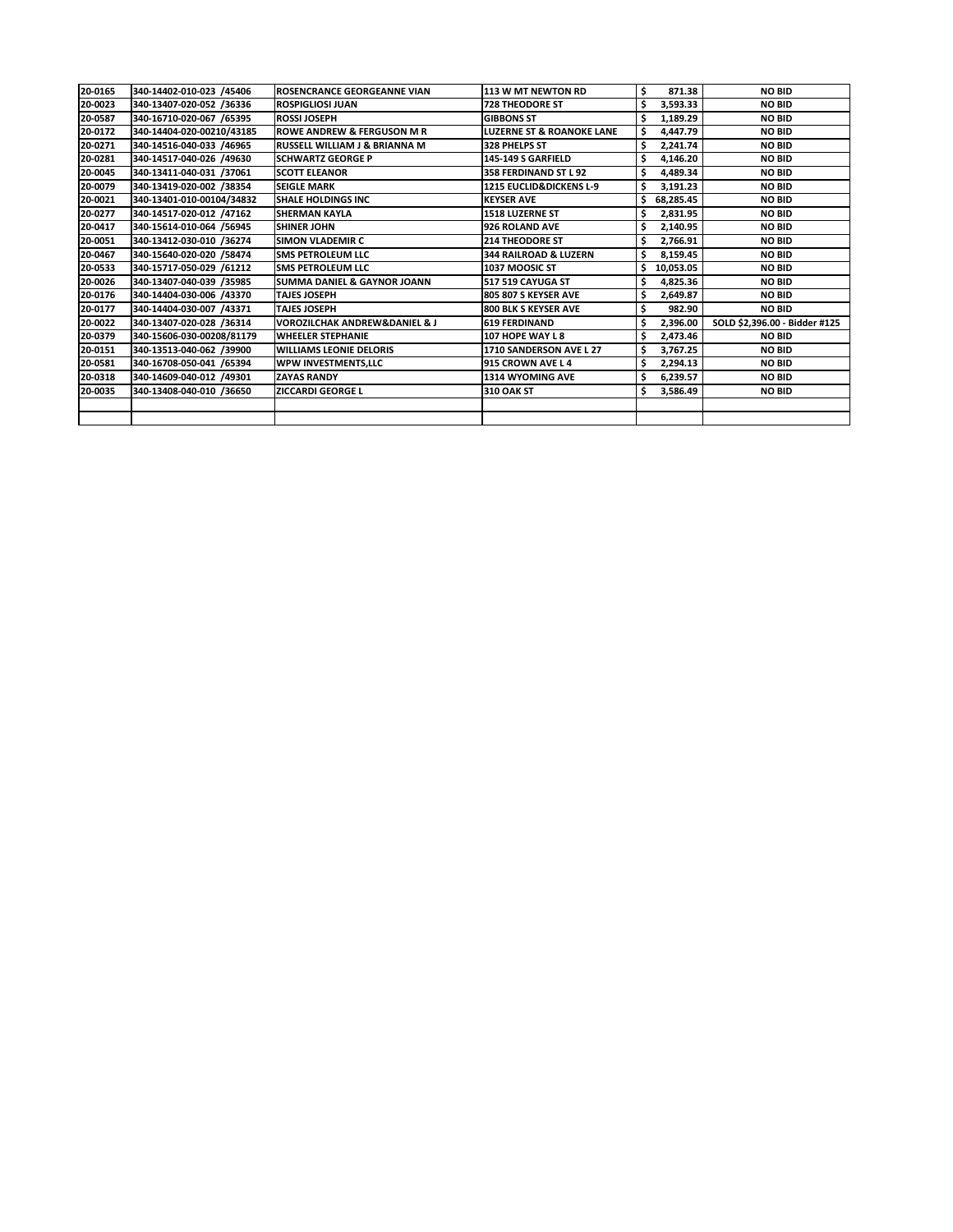| | | | | | |
|---|---|---|---|---|---|
| 20-0165 | 340-14402-010-023 /45406 | ROSENCRANCE GEORGEANNE VIAN | 113 W MT NEWTON RD | $ 871.38 | NO BID |
| 20-0023 | 340-13407-020-052 /36336 | ROSPIGLIOSI JUAN | 728 THEODORE ST | $ 3,593.33 | NO BID |
| 20-0587 | 340-16710-020-067 /65395 | ROSSI JOSEPH | GIBBONS ST | $ 1,189.29 | NO BID |
| 20-0172 | 340-14404-020-00210/43185 | ROWE ANDREW & FERGUSON M R | LUZERNE ST & ROANOKE LANE | $ 4,447.79 | NO BID |
| 20-0271 | 340-14516-040-033 /46965 | RUSSELL WILLIAM J & BRIANNA M | 328 PHELPS ST | $ 2,241.74 | NO BID |
| 20-0281 | 340-14517-040-026 /49630 | SCHWARTZ GEORGE P | 145-149 S GARFIELD | $ 4,146.20 | NO BID |
| 20-0045 | 340-13411-040-031 /37061 | SCOTT ELEANOR | 358 FERDINAND ST L 92 | $ 4,489.34 | NO BID |
| 20-0079 | 340-13419-020-002 /38354 | SEIGLE MARK | 1215 EUCLID&DICKENS L-9 | $ 3,191.23 | NO BID |
| 20-0021 | 340-13401-010-00104/34832 | SHALE HOLDINGS INC | KEYSER AVE | $ 68,285.45 | NO BID |
| 20-0277 | 340-14517-020-012 /47162 | SHERMAN KAYLA | 1518 LUZERNE ST | $ 2,831.95 | NO BID |
| 20-0417 | 340-15614-010-064 /56945 | SHINER JOHN | 926 ROLAND AVE | $ 2,140.95 | NO BID |
| 20-0051 | 340-13412-030-010 /36274 | SIMON VLADEMIR C | 214 THEODORE ST | $ 2,766.91 | NO BID |
| 20-0467 | 340-15640-020-020 /58474 | SMS PETROLEUM LLC | 344 RAILROAD & LUZERN | $ 8,159.45 | NO BID |
| 20-0533 | 340-15717-050-029 /61212 | SMS PETROLEUM LLC | 1037 MOOSIC ST | $ 10,053.05 | NO BID |
| 20-0026 | 340-13407-040-039 /35985 | SUMMA DANIEL & GAYNOR JOANN | 517 519 CAYUGA ST | $ 4,825.36 | NO BID |
| 20-0176 | 340-14404-030-006 /43370 | TAJES JOSEPH | 805 807 S KEYSER AVE | $ 2,649.87 | NO BID |
| 20-0177 | 340-14404-030-007 /43371 | TAJES JOSEPH | 800 BLK S KEYSER AVE | $ 982.90 | NO BID |
| 20-0022 | 340-13407-020-028 /36314 | VOROZILCHAK ANDREW&DANIEL & J | 619 FERDINAND | $ 2,396.00 | SOLD $2,396.00 - Bidder #125 |
| 20-0379 | 340-15606-030-00208/81179 | WHEELER STEPHANIE | 107 HOPE WAY L 8 | $ 2,473.46 | NO BID |
| 20-0151 | 340-13513-040-062 /39900 | WILLIAMS LEONIE DELORIS | 1710 SANDERSON AVE L 27 | $ 3,767.25 | NO BID |
| 20-0581 | 340-16708-050-041 /65394 | WPW INVESTMENTS,LLC | 915 CROWN AVE L 4 | $ 2,294.13 | NO BID |
| 20-0318 | 340-14609-040-012 /49301 | ZAYAS RANDY | 1314 WYOMING AVE | $ 6,239.57 | NO BID |
| 20-0035 | 340-13408-040-010 /36650 | ZICCARDI GEORGE L | 310 OAK ST | $ 3,586.49 | NO BID |
| | | | | | |
| | | | | | |